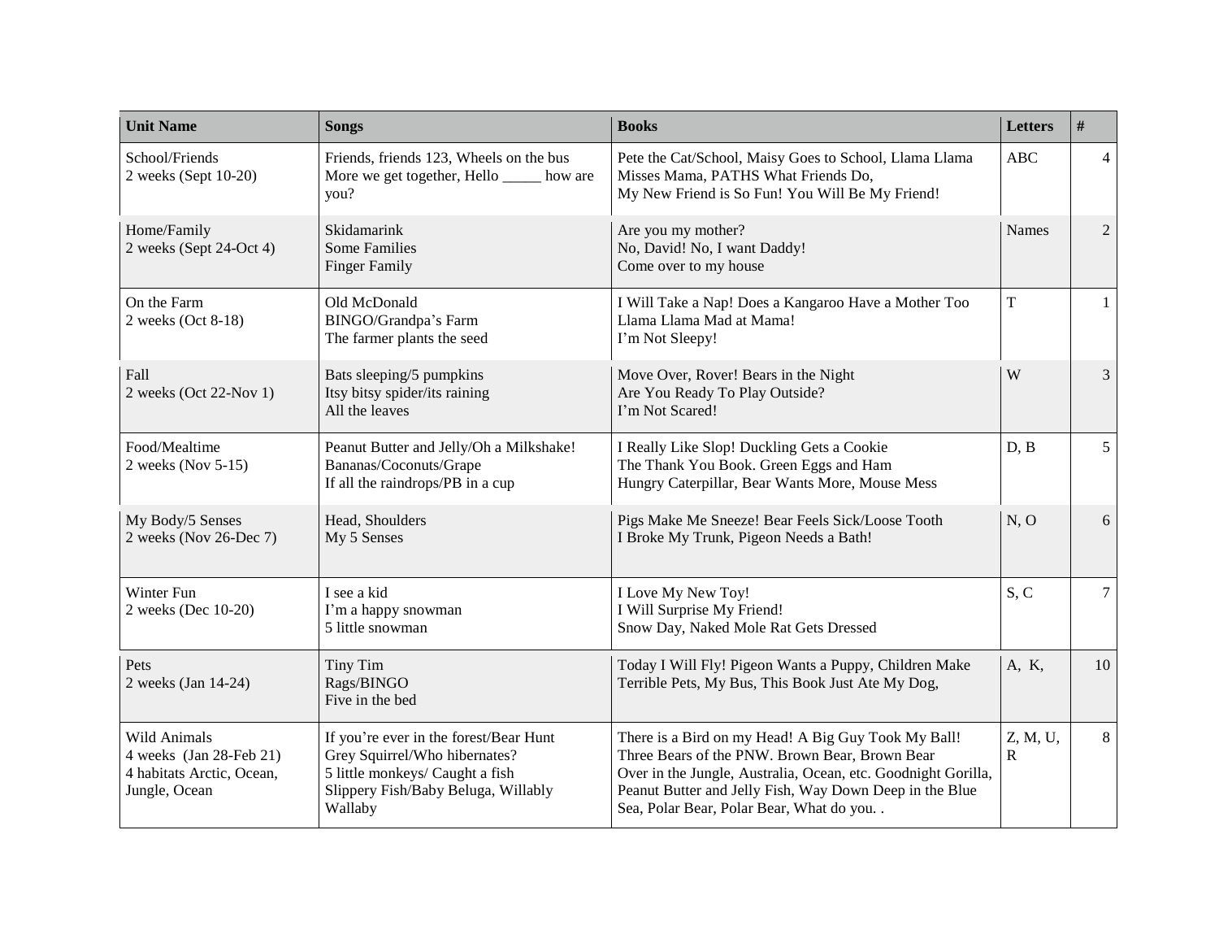| Unit Name | Songs | Books | Letters | # |
|---|---|---|---|---|
| School/Friends<br>2 weeks (Sept 10-20) | Friends, friends 123, Wheels on the bus<br>More we get together, Hello _____ how are you? | Pete the Cat/School, Maisy Goes to School, Llama Llama Misses Mama, PATHS What Friends Do,<br>My New Friend is So Fun! You Will Be My Friend! | ABC | 4 |
| Home/Family<br>2 weeks (Sept 24-Oct 4) | Skidamarink<br>Some Families<br>Finger Family | Are you my mother?<br>No, David! No, I want Daddy!<br>Come over to my house | Names | 2 |
| On the Farm<br>2 weeks (Oct 8-18) | Old McDonald<br>BINGO/Grandpa's Farm<br>The farmer plants the seed | I Will Take a Nap! Does a Kangaroo Have a Mother Too<br>Llama Llama Mad at Mama!<br>I'm Not Sleepy! | T | 1 |
| Fall<br>2 weeks (Oct 22-Nov 1) | Bats sleeping/5 pumpkins<br>Itsy bitsy spider/its raining<br>All the leaves | Move Over, Rover! Bears in the Night<br>Are You Ready To Play Outside?<br>I'm Not Scared! | W | 3 |
| Food/Mealtime<br>2 weeks (Nov 5-15) | Peanut Butter and Jelly/Oh a Milkshake!<br>Bananas/Coconuts/Grape<br>If all the raindrops/PB in a cup | I Really Like Slop! Duckling Gets a Cookie<br>The Thank You Book. Green Eggs and Ham<br>Hungry Caterpillar, Bear Wants More, Mouse Mess | D, B | 5 |
| My Body/5 Senses<br>2 weeks (Nov 26-Dec 7) | Head, Shoulders<br>My 5 Senses | Pigs Make Me Sneeze! Bear Feels Sick/Loose Tooth<br>I Broke My Trunk, Pigeon Needs a Bath! | N, O | 6 |
| Winter Fun<br>2 weeks (Dec 10-20) | I see a kid<br>I'm a happy snowman<br>5 little snowman | I Love My New Toy!<br>I Will Surprise My Friend!<br>Snow Day, Naked Mole Rat Gets Dressed | S, C | 7 |
| Pets<br>2 weeks (Jan 14-24) | Tiny Tim<br>Rags/BINGO<br>Five in the bed | Today I Will Fly! Pigeon Wants a Puppy, Children Make Terrible Pets, My Bus, This Book Just Ate My Dog, | A, K, | 10 |
| Wild Animals<br>4 weeks (Jan 28-Feb 21)<br>4 habitats Arctic, Ocean, Jungle, Ocean | If you're ever in the forest/Bear Hunt<br>Grey Squirrel/Who hibernates?<br>5 little monkeys/ Caught a fish<br>Slippery Fish/Baby Beluga, Willably Wallaby | There is a Bird on my Head! A Big Guy Took My Ball!<br>Three Bears of the PNW. Brown Bear, Brown Bear<br>Over in the Jungle, Australia, Ocean, etc. Goodnight Gorilla, Peanut Butter and Jelly Fish, Way Down Deep in the Blue Sea, Polar Bear, Polar Bear, What do you. . | Z, M, U, R | 8 |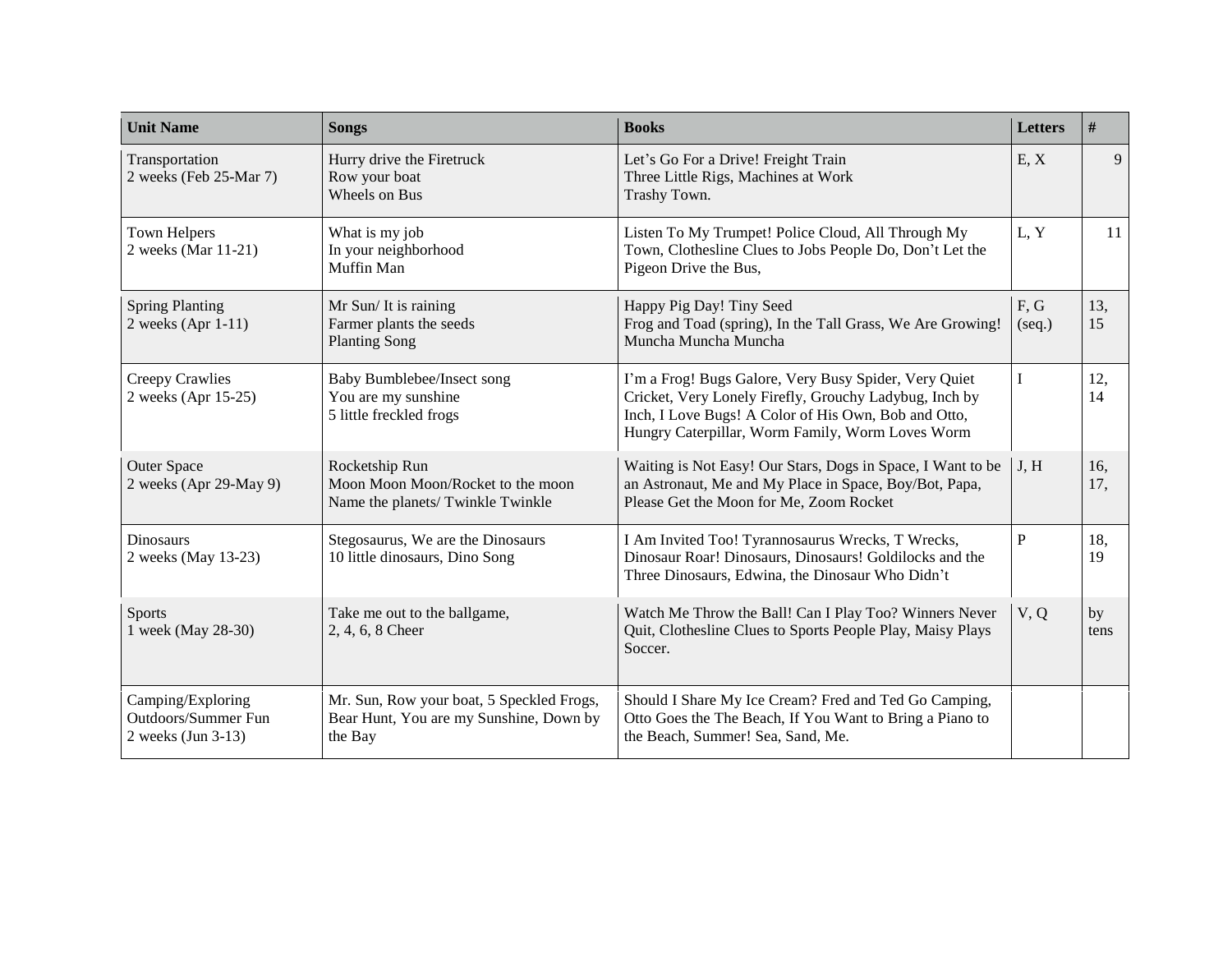| Unit Name | Songs | Books | Letters | # |
|---|---|---|---|---|
| Transportation<br>2 weeks (Feb 25-Mar 7) | Hurry drive the Firetruck<br>Row your boat<br>Wheels on Bus | Let's Go For a Drive! Freight Train<br>Three Little Rigs, Machines at Work<br>Trashy Town. | E, X | 9 |
| Town Helpers<br>2 weeks (Mar 11-21) | What is my job<br>In your neighborhood<br>Muffin Man | Listen To My Trumpet! Police Cloud, All Through My Town, Clothesline Clues to Jobs People Do, Don't Let the Pigeon Drive the Bus, | L, Y | 11 |
| Spring Planting<br>2 weeks (Apr 1-11) | Mr Sun/ It is raining<br>Farmer plants the seeds<br>Planting Song | Happy Pig Day! Tiny Seed<br>Frog and Toad (spring), In the Tall Grass, We Are Growing!<br>Muncha Muncha Muncha | F, G<br>(seq.) | 13,<br>15 |
| Creepy Crawlies<br>2 weeks (Apr 15-25) | Baby Bumblebee/Insect song<br>You are my sunshine<br>5 little freckled frogs | I'm a Frog! Bugs Galore, Very Busy Spider, Very Quiet Cricket, Very Lonely Firefly, Grouchy Ladybug, Inch by Inch, I Love Bugs! A Color of His Own, Bob and Otto, Hungry Caterpillar, Worm Family, Worm Loves Worm | I | 12,<br>14 |
| Outer Space<br>2 weeks (Apr 29-May 9) | Rocketship Run<br>Moon Moon Moon/Rocket to the moon<br>Name the planets/ Twinkle Twinkle | Waiting is Not Easy! Our Stars, Dogs in Space, I Want to be an Astronaut, Me and My Place in Space, Boy/Bot, Papa, Please Get the Moon for Me, Zoom Rocket | J, H | 16,<br>17, |
| Dinosaurs<br>2 weeks (May 13-23) | Stegosaurus, We are the Dinosaurs<br>10 little dinosaurs, Dino Song | I Am Invited Too! Tyrannosaurus Wrecks, T Wrecks, Dinosaur Roar! Dinosaurs, Dinosaurs! Goldilocks and the Three Dinosaurs, Edwina, the Dinosaur Who Didn't | P | 18,<br>19 |
| Sports<br>1 week (May 28-30) | Take me out to the ballgame,<br>2, 4, 6, 8 Cheer | Watch Me Throw the Ball! Can I Play Too? Winners Never Quit, Clothesline Clues to Sports People Play, Maisy Plays Soccer. | V, Q | by<br>tens |
| Camping/Exploring<br>Outdoors/Summer Fun<br>2 weeks (Jun 3-13) | Mr. Sun, Row your boat, 5 Speckled Frogs, Bear Hunt, You are my Sunshine, Down by the Bay | Should I Share My Ice Cream? Fred and Ted Go Camping, Otto Goes the The Beach, If You Want to Bring a Piano to the Beach, Summer! Sea, Sand, Me. | | |